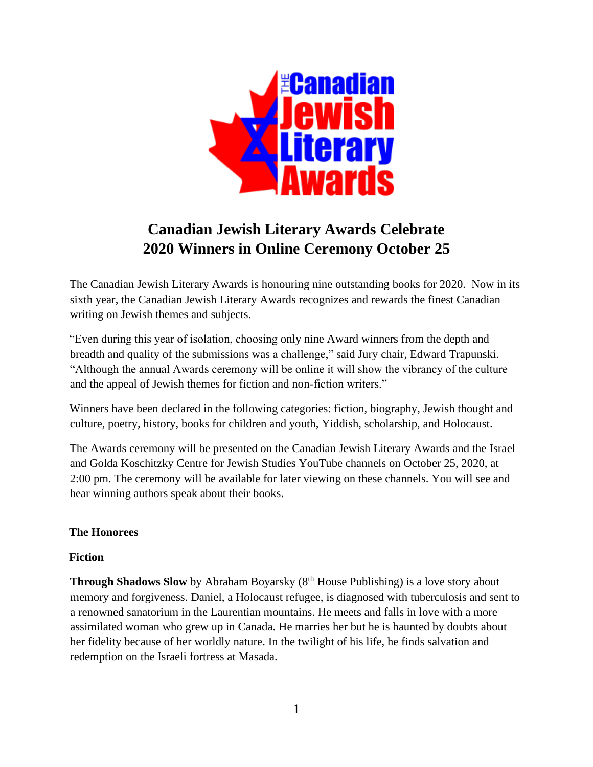# Canadian Jewish Literary Awards Celebrate 2020 Winners in Online Ceremony October 25

The Canadian Jewish Literary Awards is honouring nine outstanding books for 2020. Now in its sixth year, the Canadian Jewish Literary Awards recognizes and rewards the finest Canadian writing on Jewish themes and subjects.

"Even during this year of isolation, choosing only nine Award winners from the depth and breadth and quality of the submissions was a challenge," said Jury chair, Edward Trapunski. "Although the annual Awards ceremony will be online it will show the vibrancy of the culture and the appeal of Jewish themes for fiction and non-fiction writers."

Winners have been declared in the following categories: fiction, biography, Jewish thought and culture, poetry, history, books for children and youth, Yiddish, scholarship, and Holocaust.

The Awards ceremony will be presented on the Canadian Jewish Literary Awards and the Israel and Golda Koschitzky Centre for Jewish Studies YouTube channels on October 25, 2020, at 2:00 pm. The ceremony will be available for later viewing on these channels. You will see and hear winning authors speak about their books.

## The Honorees

### Fiction

**Through Shadows Slow** by Abraham Boyarsky (8th House Publishing) is a love story about memory and forgiveness. Daniel, a Holocaust refugee, is diagnosed with tuberculosis and sent to a renowned sanatorium in the Laurentian mountains. He meets and falls in love with a more assimilated woman who grew up in Canada. He marries her but he is haunted by doubts about her fidelity because of her worldly nature. In the twilight of his life, he finds salvation and redemption on the Israeli fortress at Masada.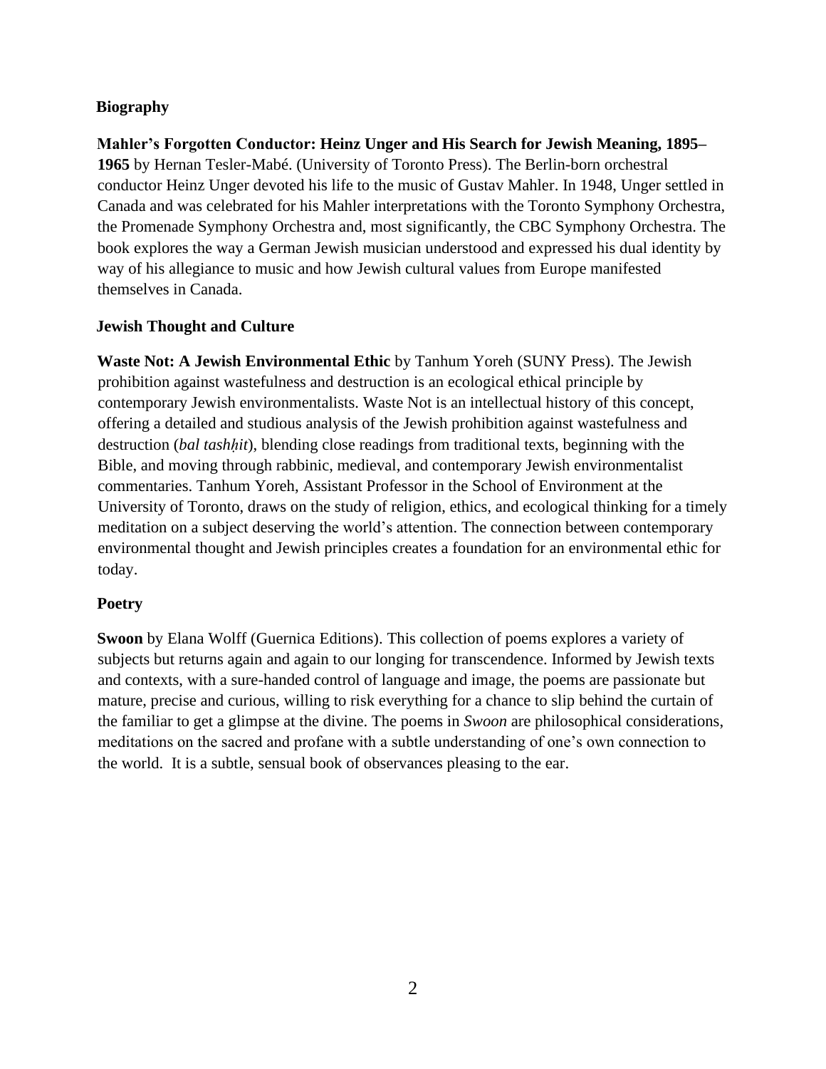## Biography

**Mahler's Forgotten Conductor: Heinz Unger and His Search for Jewish Meaning, 1895–1965** by Hernan Tesler-Mabé. (University of Toronto Press). The Berlin-born orchestral conductor Heinz Unger devoted his life to the music of Gustav Mahler. In 1948, Unger settled in Canada and was celebrated for his Mahler interpretations with the Toronto Symphony Orchestra, the Promenade Symphony Orchestra and, most significantly, the CBC Symphony Orchestra. The book explores the way a German Jewish musician understood and expressed his dual identity by way of his allegiance to music and how Jewish cultural values from Europe manifested themselves in Canada.

## Jewish Thought and Culture

**Waste Not: A Jewish Environmental Ethic** by Tanhum Yoreh (SUNY Press). The Jewish prohibition against wastefulness and destruction is an ecological ethical principle by contemporary Jewish environmentalists. Waste Not is an intellectual history of this concept, offering a detailed and studious analysis of the Jewish prohibition against wastefulness and destruction (*bal tashḥit*), blending close readings from traditional texts, beginning with the Bible, and moving through rabbinic, medieval, and contemporary Jewish environmentalist commentaries. Tanhum Yoreh, Assistant Professor in the School of Environment at the University of Toronto, draws on the study of religion, ethics, and ecological thinking for a timely meditation on a subject deserving the world's attention. The connection between contemporary environmental thought and Jewish principles creates a foundation for an environmental ethic for today.

## Poetry

**Swoon** by Elana Wolff (Guernica Editions). This collection of poems explores a variety of subjects but returns again and again to our longing for transcendence. Informed by Jewish texts and contexts, with a sure-handed control of language and image, the poems are passionate but mature, precise and curious, willing to risk everything for a chance to slip behind the curtain of the familiar to get a glimpse at the divine. The poems in *Swoon* are philosophical considerations, meditations on the sacred and profane with a subtle understanding of one's own connection to the world. It is a subtle, sensual book of observances pleasing to the ear.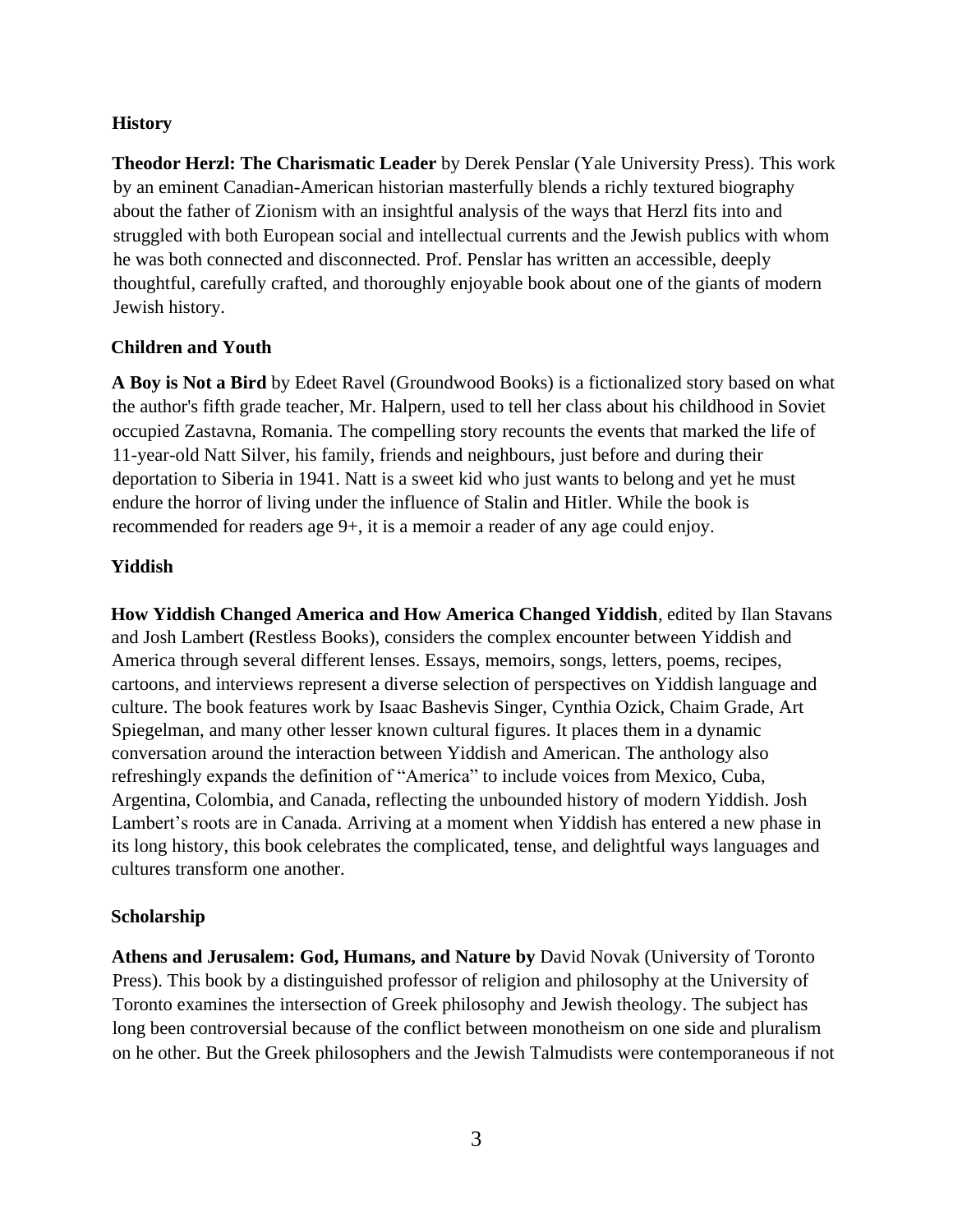**History**

**Theodor Herzl: The Charismatic Leader** by Derek Penslar (Yale University Press). This work by an eminent Canadian-American historian masterfully blends a richly textured biography about the father of Zionism with an insightful analysis of the ways that Herzl fits into and struggled with both European social and intellectual currents and the Jewish publics with whom he was both connected and disconnected. Prof. Penslar has written an accessible, deeply thoughtful, carefully crafted, and thoroughly enjoyable book about one of the giants of modern Jewish history.

**Children and Youth**

**A Boy is Not a Bird** by Edeet Ravel (Groundwood Books) is a fictionalized story based on what the author's fifth grade teacher, Mr. Halpern, used to tell her class about his childhood in Soviet occupied Zastavna, Romania. The compelling story recounts the events that marked the life of 11-year-old Natt Silver, his family, friends and neighbours, just before and during their deportation to Siberia in 1941. Natt is a sweet kid who just wants to belong and yet he must endure the horror of living under the influence of Stalin and Hitler. While the book is recommended for readers age 9+, it is a memoir a reader of any age could enjoy.

**Yiddish**

**How Yiddish Changed America and How America Changed Yiddish**, edited by Ilan Stavans and Josh Lambert **(**Restless Books), considers the complex encounter between Yiddish and America through several different lenses. Essays, memoirs, songs, letters, poems, recipes, cartoons, and interviews represent a diverse selection of perspectives on Yiddish language and culture. The book features work by Isaac Bashevis Singer, Cynthia Ozick, Chaim Grade, Art Spiegelman, and many other lesser known cultural figures. It places them in a dynamic conversation around the interaction between Yiddish and American. The anthology also refreshingly expands the definition of "America" to include voices from Mexico, Cuba, Argentina, Colombia, and Canada, reflecting the unbounded history of modern Yiddish. Josh Lambert's roots are in Canada. Arriving at a moment when Yiddish has entered a new phase in its long history, this book celebrates the complicated, tense, and delightful ways languages and cultures transform one another.

**Scholarship**

**Athens and Jerusalem: God, Humans, and Nature by** David Novak (University of Toronto Press). This book by a distinguished professor of religion and philosophy at the University of Toronto examines the intersection of Greek philosophy and Jewish theology. The subject has long been controversial because of the conflict between monotheism on one side and pluralism on he other. But the Greek philosophers and the Jewish Talmudists were contemporaneous if not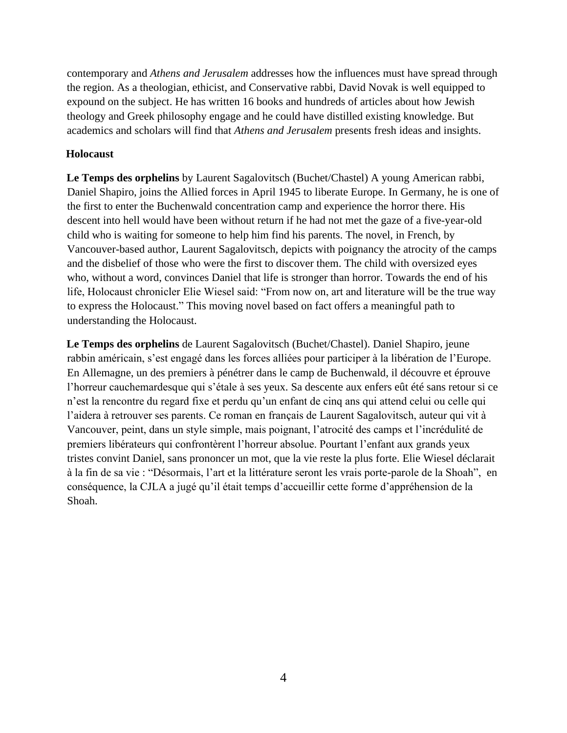contemporary and *Athens and Jerusalem* addresses how the influences must have spread through the region. As a theologian, ethicist, and Conservative rabbi, David Novak is well equipped to expound on the subject. He has written 16 books and hundreds of articles about how Jewish theology and Greek philosophy engage and he could have distilled existing knowledge. But academics and scholars will find that *Athens and Jerusalem* presents fresh ideas and insights.

## Holocaust

**Le Temps des orphelins** by Laurent Sagalovitsch (Buchet/Chastel) A young American rabbi, Daniel Shapiro, joins the Allied forces in April 1945 to liberate Europe. In Germany, he is one of the first to enter the Buchenwald concentration camp and experience the horror there. His descent into hell would have been without return if he had not met the gaze of a five-year-old child who is waiting for someone to help him find his parents. The novel, in French, by Vancouver-based author, Laurent Sagalovitsch, depicts with poignancy the atrocity of the camps and the disbelief of those who were the first to discover them. The child with oversized eyes who, without a word, convinces Daniel that life is stronger than horror. Towards the end of his life, Holocaust chronicler Elie Wiesel said: “From now on, art and literature will be the true way to express the Holocaust.” This moving novel based on fact offers a meaningful path to understanding the Holocaust.

**Le Temps des orphelins** de Laurent Sagalovitsch (Buchet/Chastel). Daniel Shapiro, jeune rabbin américain, s’est engagé dans les forces alliées pour participer à la libération de l’Europe. En Allemagne, un des premiers à pénétrer dans le camp de Buchenwald, il découvre et éprouve l’horreur cauchemardesque qui s’étale à ses yeux. Sa descente aux enfers eût été sans retour si ce n’est la rencontre du regard fixe et perdu qu’un enfant de cinq ans qui attend celui ou celle qui l’aidera à retrouver ses parents. Ce roman en français de Laurent Sagalovitsch, auteur qui vit à Vancouver, peint, dans un style simple, mais poignant, l’atrocité des camps et l’incrédulité de premiers libérateurs qui confrontèrent l’horreur absolue. Pourtant l’enfant aux grands yeux tristes convint Daniel, sans prononcer un mot, que la vie reste la plus forte. Elie Wiesel déclarait à la fin de sa vie : “Désormais, l’art et la littérature seront les vrais porte-parole de la Shoah”, en conséquence, la CJLA a jugé qu’il était temps d’accueillir cette forme d’appréhension de la Shoah.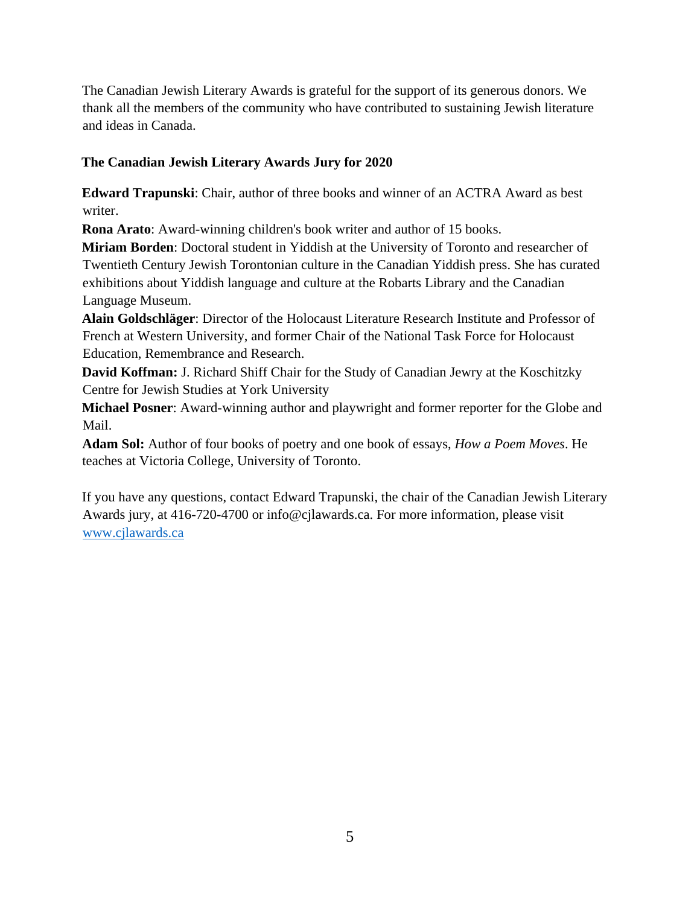The Canadian Jewish Literary Awards is grateful for the support of its generous donors. We thank all the members of the community who have contributed to sustaining Jewish literature and ideas in Canada.

**The Canadian Jewish Literary Awards Jury for 2020**

**Edward Trapunski**: Chair, author of three books and winner of an ACTRA Award as best writer.

**Rona Arato**: Award-winning children's book writer and author of 15 books.

**Miriam Borden**: Doctoral student in Yiddish at the University of Toronto and researcher of Twentieth Century Jewish Torontonian culture in the Canadian Yiddish press. She has curated exhibitions about Yiddish language and culture at the Robarts Library and the Canadian Language Museum.

**Alain Goldschläger**: Director of the Holocaust Literature Research Institute and Professor of French at Western University, and former Chair of the National Task Force for Holocaust Education, Remembrance and Research.

**David Koffman:** J. Richard Shiff Chair for the Study of Canadian Jewry at the Koschitzky Centre for Jewish Studies at York University

**Michael Posner**: Award-winning author and playwright and former reporter for the Globe and Mail.

**Adam Sol:** Author of four books of poetry and one book of essays, *How a Poem Moves*. He teaches at Victoria College, University of Toronto.

If you have any questions, contact Edward Trapunski, the chair of the Canadian Jewish Literary Awards jury, at 416-720-4700 or info@cjlawards.ca. For more information, please visit [www.cjlawards.ca](http://www.cjlawards.ca)